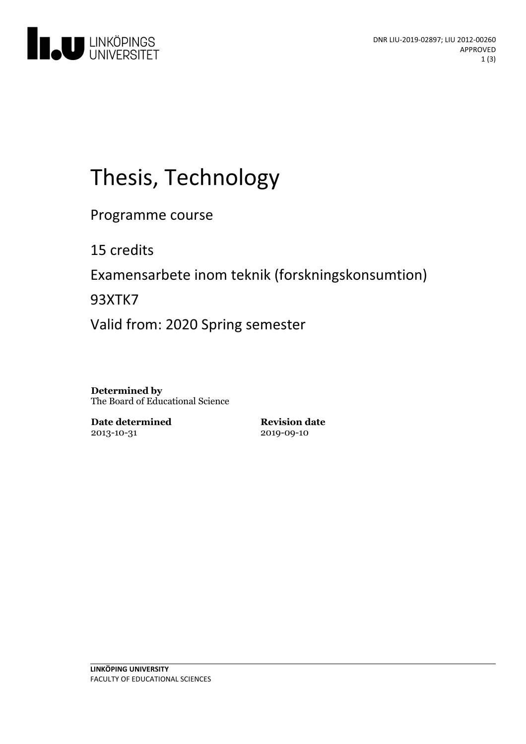DNR LIU-2019-02897; LIU 2012-00260
APPROVED

# Thesis, Technology

Programme course

15 credits

Examensarbete inom teknik (forskningskonsumtion)

93XTK7

Valid from: 2020 Spring semester

**Determined by**
The Board of Educational Science

**Date determined**
2013-10-31

**Revision date**
2019-09-10

**LINKÖPING UNIVERSITY**
FACULTY OF EDUCATIONAL SCIENCES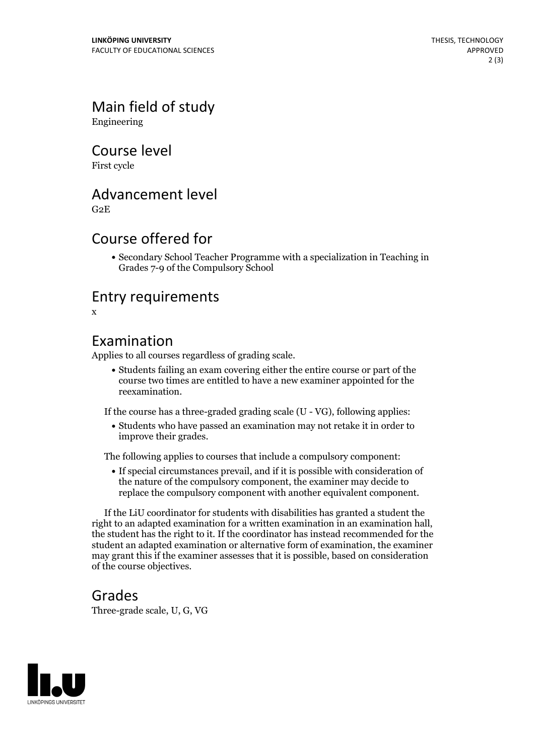## Main field of study

Engineering

## Course level

First cycle

## Advancement level

G2E

## Course offered for

- Secondary School Teacher Programme with a specialization in Teaching in Grades 7-9 of the Compulsory School

## Entry requirements

x

## Examination

Applies to all courses regardless of grading scale.

- Students failing an exam covering either the entire course or part of the course two times are entitled to have a new examiner appointed for the reexamination.

If the course has a three-graded grading scale (U - VG), following applies:

- Students who have passed an examination may not retake it in order to improve their grades.

The following applies to courses that include a compulsory component:

- If special circumstances prevail, and if it is possible with consideration of the nature of the compulsory component, the examiner may decide to replace the compulsory component with another equivalent component.

If the LiU coordinator for students with disabilities has granted a student the right to an adapted examination for a written examination in an examination hall, the student has the right to it. If the coordinator has instead recommended for the student an adapted examination or alternative form of examination, the examiner may grant this if the examiner assesses that it is possible, based on consideration of the course objectives.

## Grades

Three-grade scale, U, G, VG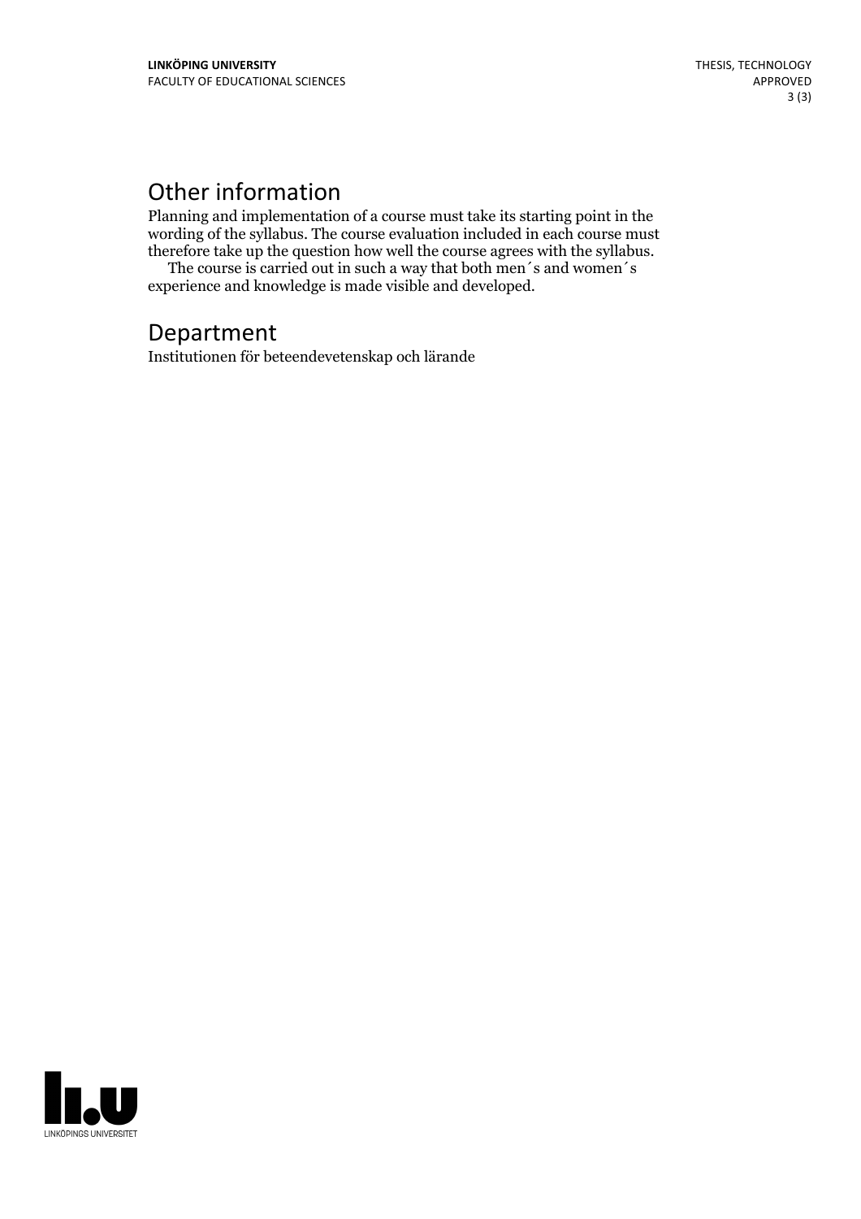## Other information

Planning and implementation of a course must take its starting point in the wording of the syllabus. The course evaluation included in each course must therefore take up the question how well the course agrees with the syllabus.

The course is carried out in such a way that both men´s and women´s experience and knowledge is made visible and developed.

## Department

Institutionen för beteendevetenskap och lärande